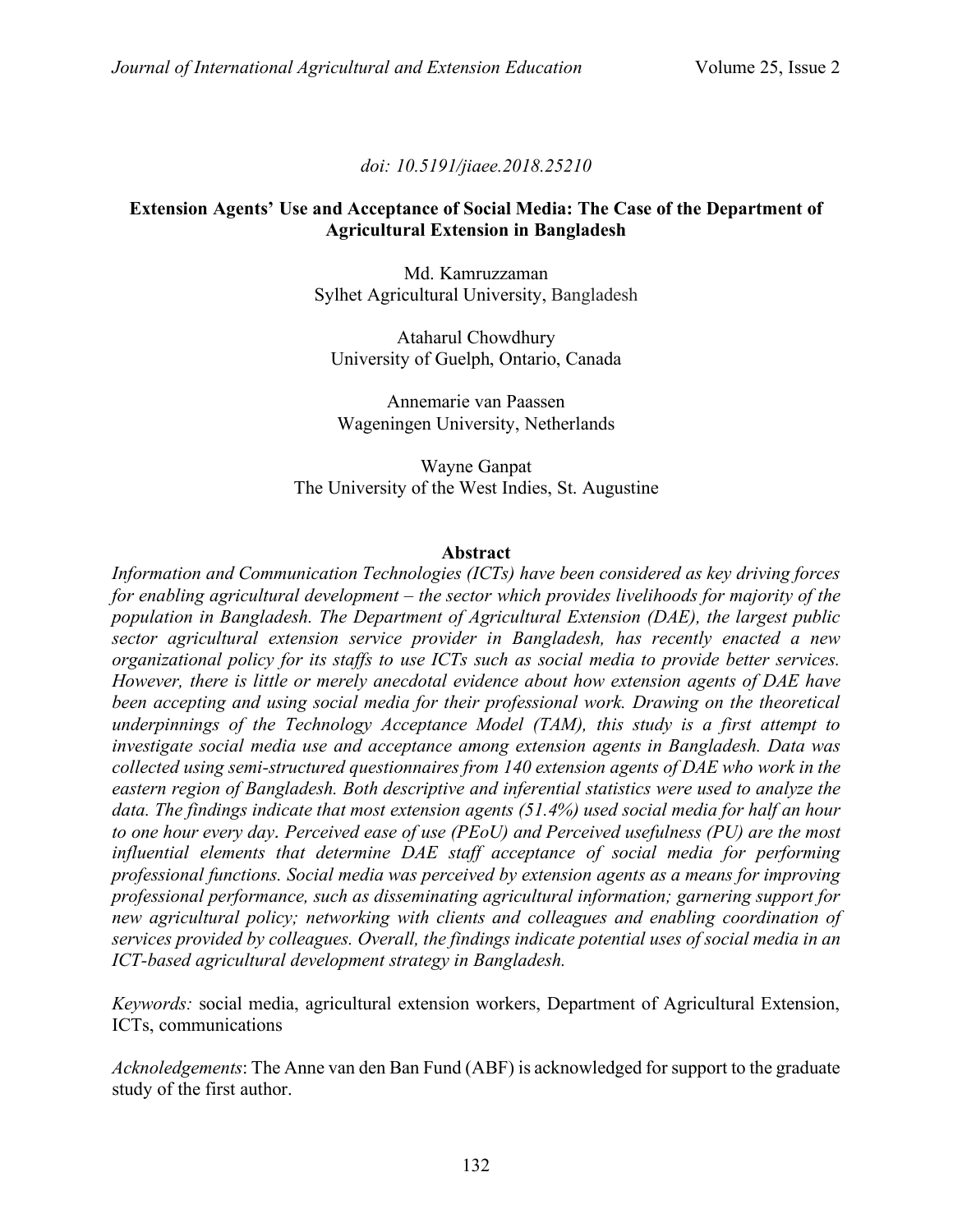doi: 10.5191/jiaee.2018.25210

# Extension Agents' Use and Acceptance of Social Media: The Case of the Department of Agricultural Extension in Bangladesh

Md. Kamruzzaman
Sylhet Agricultural University, Bangladesh

Ataharul Chowdhury
University of Guelph, Ontario, Canada

Annemarie van Paassen
Wageningen University, Netherlands

Wayne Ganpat
The University of the West Indies, St. Augustine

## Abstract

*Information and Communication Technologies (ICTs) have been considered as key driving forces for enabling agricultural development – the sector which provides livelihoods for majority of the population in Bangladesh. The Department of Agricultural Extension (DAE), the largest public sector agricultural extension service provider in Bangladesh, has recently enacted a new organizational policy for its staffs to use ICTs such as social media to provide better services. However, there is little or merely anecdotal evidence about how extension agents of DAE have been accepting and using social media for their professional work. Drawing on the theoretical underpinnings of the Technology Acceptance Model (TAM), this study is a first attempt to investigate social media use and acceptance among extension agents in Bangladesh. Data was collected using semi-structured questionnaires from 140 extension agents of DAE who work in the eastern region of Bangladesh. Both descriptive and inferential statistics were used to analyze the data. The findings indicate that most extension agents (51.4%) used social media for half an hour to one hour every day. Perceived ease of use (PEoU) and Perceived usefulness (PU) are the most influential elements that determine DAE staff acceptance of social media for performing professional functions. Social media was perceived by extension agents as a means for improving professional performance, such as disseminating agricultural information; garnering support for new agricultural policy; networking with clients and colleagues and enabling coordination of services provided by colleagues. Overall, the findings indicate potential uses of social media in an ICT-based agricultural development strategy in Bangladesh.*

*Keywords:* social media, agricultural extension workers, Department of Agricultural Extension, ICTs, communications

*Acknoledgements*: The Anne van den Ban Fund (ABF) is acknowledged for support to the graduate study of the first author.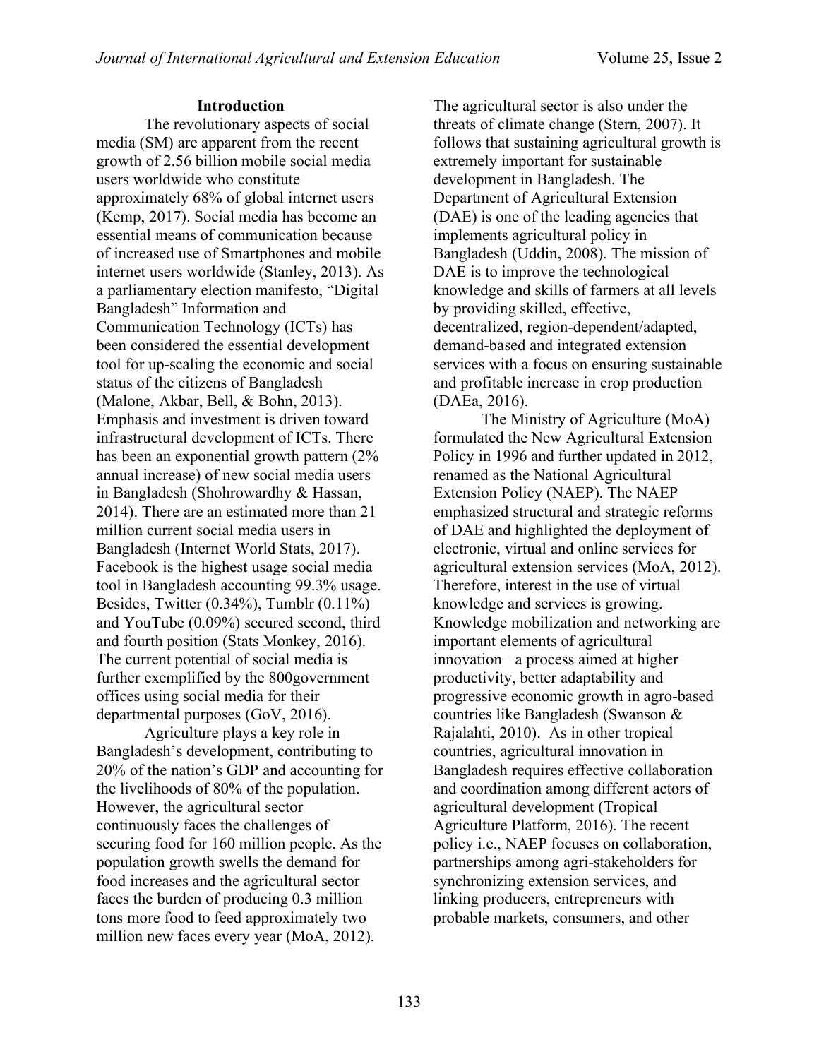## Introduction

The revolutionary aspects of social media (SM) are apparent from the recent growth of 2.56 billion mobile social media users worldwide who constitute approximately 68% of global internet users (Kemp, 2017). Social media has become an essential means of communication because of increased use of Smartphones and mobile internet users worldwide (Stanley, 2013). As a parliamentary election manifesto, "Digital Bangladesh" Information and Communication Technology (ICTs) has been considered the essential development tool for up-scaling the economic and social status of the citizens of Bangladesh (Malone, Akbar, Bell, & Bohn, 2013). Emphasis and investment is driven toward infrastructural development of ICTs. There has been an exponential growth pattern (2% annual increase) of new social media users in Bangladesh (Shohrowardhy & Hassan, 2014). There are an estimated more than 21 million current social media users in Bangladesh (Internet World Stats, 2017). Facebook is the highest usage social media tool in Bangladesh accounting 99.3% usage. Besides, Twitter (0.34%), Tumblr (0.11%) and YouTube (0.09%) secured second, third and fourth position (Stats Monkey, 2016). The current potential of social media is further exemplified by the 800government offices using social media for their departmental purposes (GoV, 2016).

Agriculture plays a key role in Bangladesh's development, contributing to 20% of the nation's GDP and accounting for the livelihoods of 80% of the population. However, the agricultural sector continuously faces the challenges of securing food for 160 million people. As the population growth swells the demand for food increases and the agricultural sector faces the burden of producing 0.3 million tons more food to feed approximately two million new faces every year (MoA, 2012). The agricultural sector is also under the threats of climate change (Stern, 2007). It follows that sustaining agricultural growth is extremely important for sustainable development in Bangladesh. The Department of Agricultural Extension (DAE) is one of the leading agencies that implements agricultural policy in Bangladesh (Uddin, 2008). The mission of DAE is to improve the technological knowledge and skills of farmers at all levels by providing skilled, effective, decentralized, region-dependent/adapted, demand-based and integrated extension services with a focus on ensuring sustainable and profitable increase in crop production (DAEa, 2016).

The Ministry of Agriculture (MoA) formulated the New Agricultural Extension Policy in 1996 and further updated in 2012, renamed as the National Agricultural Extension Policy (NAEP). The NAEP emphasized structural and strategic reforms of DAE and highlighted the deployment of electronic, virtual and online services for agricultural extension services (MoA, 2012). Therefore, interest in the use of virtual knowledge and services is growing. Knowledge mobilization and networking are important elements of agricultural innovation− a process aimed at higher productivity, better adaptability and progressive economic growth in agro-based countries like Bangladesh (Swanson & Rajalahti, 2010). As in other tropical countries, agricultural innovation in Bangladesh requires effective collaboration and coordination among different actors of agricultural development (Tropical Agriculture Platform, 2016). The recent policy i.e., NAEP focuses on collaboration, partnerships among agri-stakeholders for synchronizing extension services, and linking producers, entrepreneurs with probable markets, consumers, and other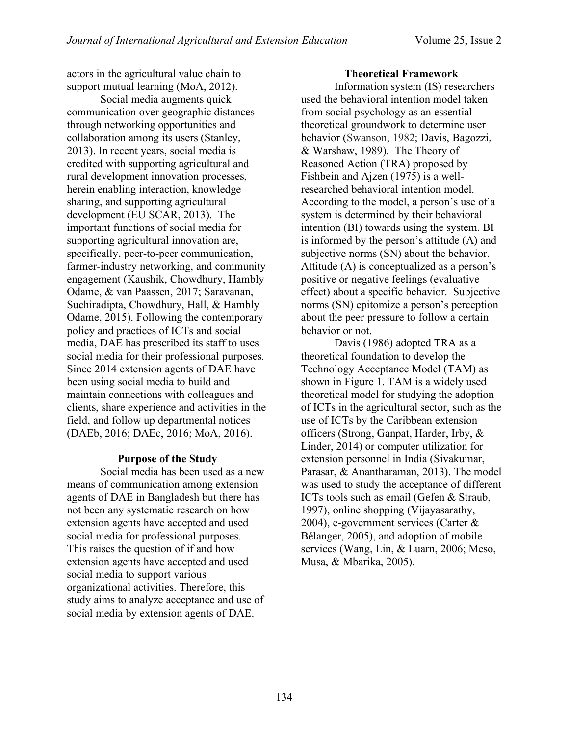actors in the agricultural value chain to support mutual learning (MoA, 2012).

Social media augments quick communication over geographic distances through networking opportunities and collaboration among its users (Stanley, 2013). In recent years, social media is credited with supporting agricultural and rural development innovation processes, herein enabling interaction, knowledge sharing, and supporting agricultural development (EU SCAR, 2013). The important functions of social media for supporting agricultural innovation are, specifically, peer-to-peer communication, farmer-industry networking, and community engagement (Kaushik, Chowdhury, Hambly Odame, & van Paassen, 2017; Saravanan, Suchiradipta, Chowdhury, Hall, & Hambly Odame, 2015). Following the contemporary policy and practices of ICTs and social media, DAE has prescribed its staff to uses social media for their professional purposes. Since 2014 extension agents of DAE have been using social media to build and maintain connections with colleagues and clients, share experience and activities in the field, and follow up departmental notices (DAEb, 2016; DAEc, 2016; MoA, 2016).

## Purpose of the Study

Social media has been used as a new means of communication among extension agents of DAE in Bangladesh but there has not been any systematic research on how extension agents have accepted and used social media for professional purposes. This raises the question of if and how extension agents have accepted and used social media to support various organizational activities. Therefore, this study aims to analyze acceptance and use of social media by extension agents of DAE.

## Theoretical Framework

Information system (IS) researchers used the behavioral intention model taken from social psychology as an essential theoretical groundwork to determine user behavior (Swanson, 1982; Davis, Bagozzi, & Warshaw, 1989). The Theory of Reasoned Action (TRA) proposed by Fishbein and Ajzen (1975) is a well-researched behavioral intention model. According to the model, a person's use of a system is determined by their behavioral intention (BI) towards using the system. BI is informed by the person's attitude (A) and subjective norms (SN) about the behavior. Attitude (A) is conceptualized as a person's positive or negative feelings (evaluative effect) about a specific behavior. Subjective norms (SN) epitomize a person's perception about the peer pressure to follow a certain behavior or not.

Davis (1986) adopted TRA as a theoretical foundation to develop the Technology Acceptance Model (TAM) as shown in Figure 1. TAM is a widely used theoretical model for studying the adoption of ICTs in the agricultural sector, such as the use of ICTs by the Caribbean extension officers (Strong, Ganpat, Harder, Irby, & Linder, 2014) or computer utilization for extension personnel in India (Sivakumar, Parasar, & Anantharaman, 2013). The model was used to study the acceptance of different ICTs tools such as email (Gefen & Straub, 1997), online shopping (Vijayasarathy, 2004), e-government services (Carter & Bélanger, 2005), and adoption of mobile services (Wang, Lin, & Luarn, 2006; Meso, Musa, & Mbarika, 2005).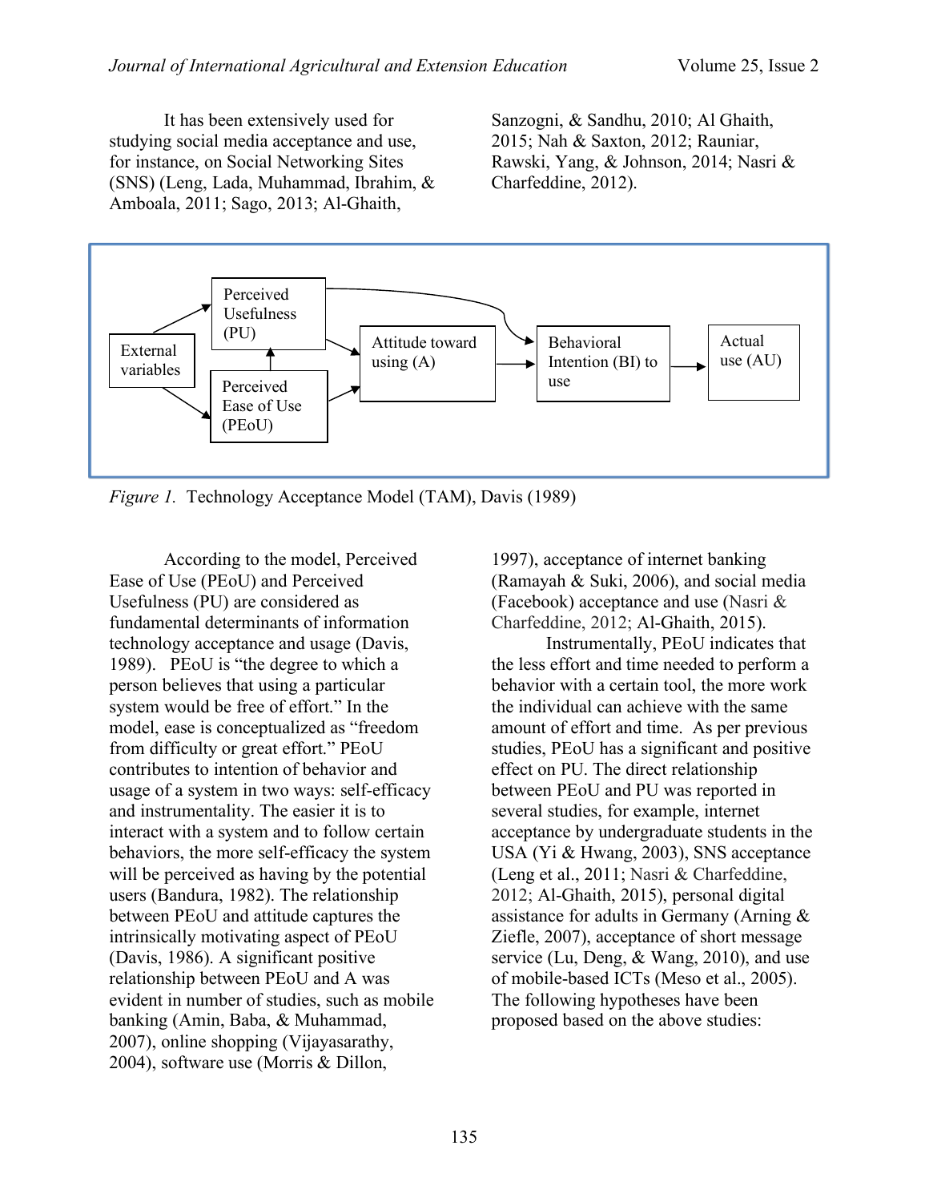It has been extensively used for studying social media acceptance and use, for instance, on Social Networking Sites (SNS) (Leng, Lada, Muhammad, Ibrahim, & Amboala, 2011; Sago, 2013; Al-Ghaith, Sanzogni, & Sandhu, 2010; Al Ghaith, 2015; Nah & Saxton, 2012; Rauniar, Rawski, Yang, & Johnson, 2014; Nasri & Charfeddine, 2012).

*Figure 1.* Technology Acceptance Model (TAM), Davis (1989)

According to the model, Perceived Ease of Use (PEoU) and Perceived Usefulness (PU) are considered as fundamental determinants of information technology acceptance and usage (Davis, 1989). PEoU is "the degree to which a person believes that using a particular system would be free of effort." In the model, ease is conceptualized as "freedom from difficulty or great effort." PEoU contributes to intention of behavior and usage of a system in two ways: self-efficacy and instrumentality. The easier it is to interact with a system and to follow certain behaviors, the more self-efficacy the system will be perceived as having by the potential users (Bandura, 1982). The relationship between PEoU and attitude captures the intrinsically motivating aspect of PEoU (Davis, 1986). A significant positive relationship between PEoU and A was evident in number of studies, such as mobile banking (Amin, Baba, & Muhammad, 2007), online shopping (Vijayasarathy, 2004), software use (Morris & Dillon, 1997), acceptance of internet banking (Ramayah & Suki, 2006), and social media (Facebook) acceptance and use (Nasri & Charfeddine, 2012; Al-Ghaith, 2015).

Instrumentally, PEoU indicates that the less effort and time needed to perform a behavior with a certain tool, the more work the individual can achieve with the same amount of effort and time. As per previous studies, PEoU has a significant and positive effect on PU. The direct relationship between PEoU and PU was reported in several studies, for example, internet acceptance by undergraduate students in the USA (Yi & Hwang, 2003), SNS acceptance (Leng et al., 2011; Nasri & Charfeddine, 2012; Al-Ghaith, 2015), personal digital assistance for adults in Germany (Arning & Ziefle, 2007), acceptance of short message service (Lu, Deng, & Wang, 2010), and use of mobile-based ICTs (Meso et al., 2005). The following hypotheses have been proposed based on the above studies: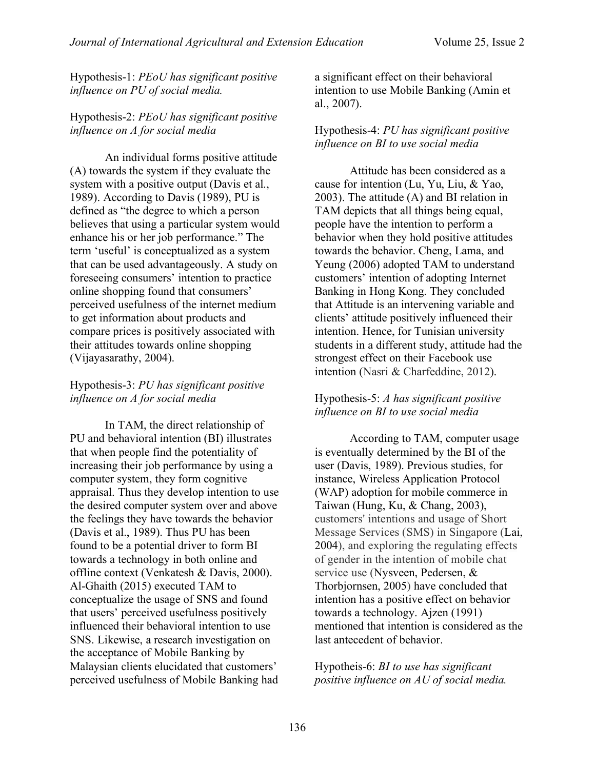Hypothesis-1: *PEoU has significant positive influence on PU of social media.*

Hypothesis-2: *PEoU has significant positive influence on A for social media*

An individual forms positive attitude (A) towards the system if they evaluate the system with a positive output (Davis et al., 1989). According to Davis (1989), PU is defined as "the degree to which a person believes that using a particular system would enhance his or her job performance." The term 'useful' is conceptualized as a system that can be used advantageously. A study on foreseeing consumers' intention to practice online shopping found that consumers' perceived usefulness of the internet medium to get information about products and compare prices is positively associated with their attitudes towards online shopping (Vijayasarathy, 2004).

Hypothesis-3: *PU has significant positive influence on A for social media*

In TAM, the direct relationship of PU and behavioral intention (BI) illustrates that when people find the potentiality of increasing their job performance by using a computer system, they form cognitive appraisal. Thus they develop intention to use the desired computer system over and above the feelings they have towards the behavior (Davis et al., 1989). Thus PU has been found to be a potential driver to form BI towards a technology in both online and offline context (Venkatesh & Davis, 2000). Al-Ghaith (2015) executed TAM to conceptualize the usage of SNS and found that users' perceived usefulness positively influenced their behavioral intention to use SNS. Likewise, a research investigation on the acceptance of Mobile Banking by Malaysian clients elucidated that customers' perceived usefulness of Mobile Banking had a significant effect on their behavioral intention to use Mobile Banking (Amin et al., 2007).

Hypothesis-4: *PU has significant positive influence on BI to use social media*

Attitude has been considered as a cause for intention (Lu, Yu, Liu, & Yao, 2003). The attitude (A) and BI relation in TAM depicts that all things being equal, people have the intention to perform a behavior when they hold positive attitudes towards the behavior. Cheng, Lama, and Yeung (2006) adopted TAM to understand customers' intention of adopting Internet Banking in Hong Kong. They concluded that Attitude is an intervening variable and clients' attitude positively influenced their intention. Hence, for Tunisian university students in a different study, attitude had the strongest effect on their Facebook use intention (Nasri & Charfeddine, 2012).

Hypothesis-5: *A has significant positive influence on BI to use social media*

According to TAM, computer usage is eventually determined by the BI of the user (Davis, 1989). Previous studies, for instance, Wireless Application Protocol (WAP) adoption for mobile commerce in Taiwan (Hung, Ku, & Chang, 2003), customers' intentions and usage of Short Message Services (SMS) in Singapore (Lai, 2004), and exploring the regulating effects of gender in the intention of mobile chat service use (Nysveen, Pedersen, & Thorbjornsen, 2005) have concluded that intention has a positive effect on behavior towards a technology. Ajzen (1991) mentioned that intention is considered as the last antecedent of behavior.

Hypotheis-6: *BI to use has significant positive influence on AU of social media.*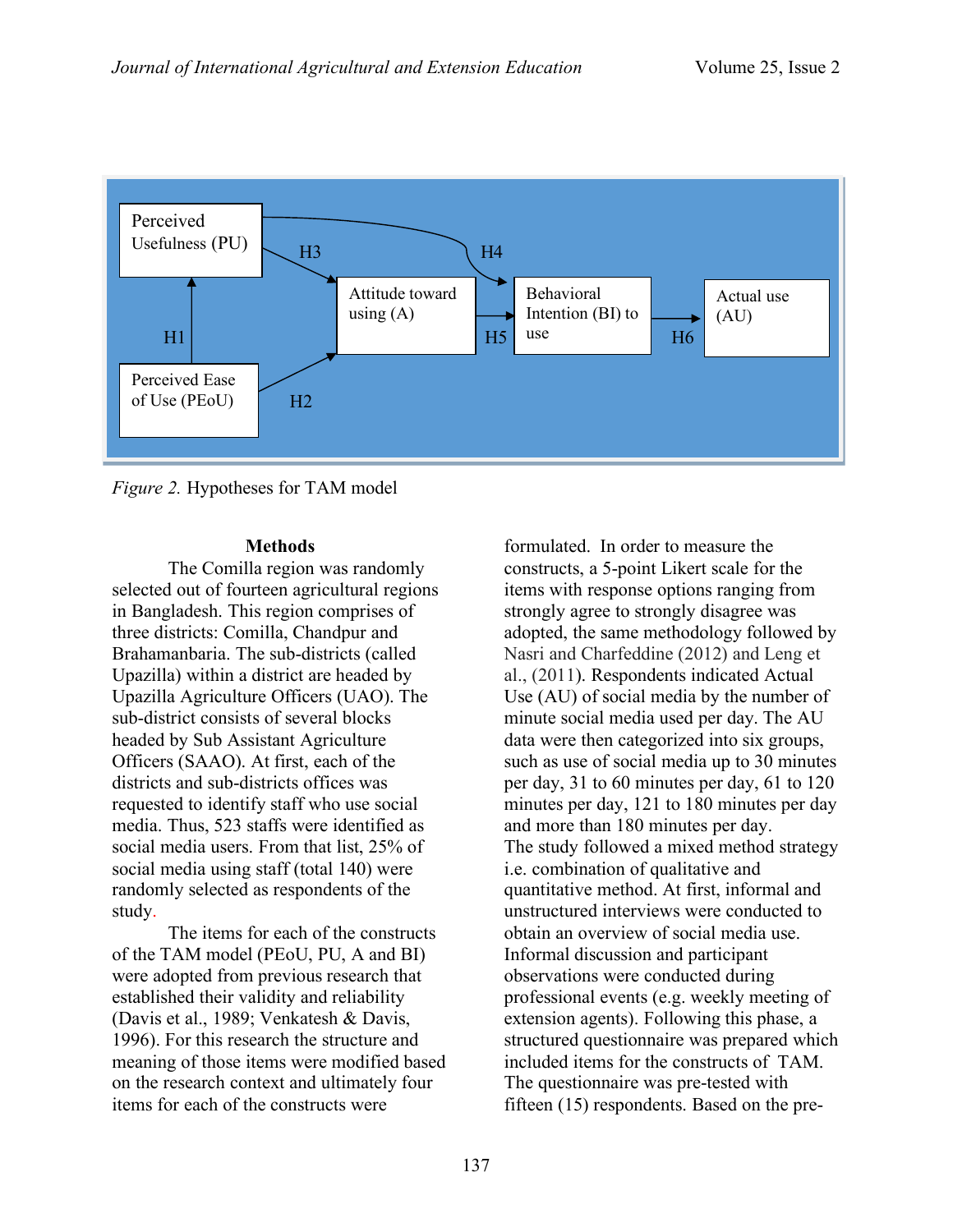Figure 2. Hypotheses for TAM model

## Methods

The Comilla region was randomly selected out of fourteen agricultural regions in Bangladesh. This region comprises of three districts: Comilla, Chandpur and Brahamanbaria. The sub-districts (called Upazilla) within a district are headed by Upazilla Agriculture Officers (UAO). The sub-district consists of several blocks headed by Sub Assistant Agriculture Officers (SAAO). At first, each of the districts and sub-districts offices was requested to identify staff who use social media. Thus, 523 staffs were identified as social media users. From that list, 25% of social media using staff (total 140) were randomly selected as respondents of the study.

The items for each of the constructs of the TAM model (PEoU, PU, A and BI) were adopted from previous research that established their validity and reliability (Davis et al., 1989; Venkatesh & Davis, 1996). For this research the structure and meaning of those items were modified based on the research context and ultimately four items for each of the constructs were formulated. In order to measure the constructs, a 5-point Likert scale for the items with response options ranging from strongly agree to strongly disagree was adopted, the same methodology followed by Nasri and Charfeddine (2012) and Leng et al., (2011). Respondents indicated Actual Use (AU) of social media by the number of minute social media used per day. The AU data were then categorized into six groups, such as use of social media up to 30 minutes per day, 31 to 60 minutes per day, 61 to 120 minutes per day, 121 to 180 minutes per day and more than 180 minutes per day.

The study followed a mixed method strategy i.e. combination of qualitative and quantitative method. At first, informal and unstructured interviews were conducted to obtain an overview of social media use. Informal discussion and participant observations were conducted during professional events (e.g. weekly meeting of extension agents). Following this phase, a structured questionnaire was prepared which included items for the constructs of TAM. The questionnaire was pre-tested with fifteen (15) respondents. Based on the pre-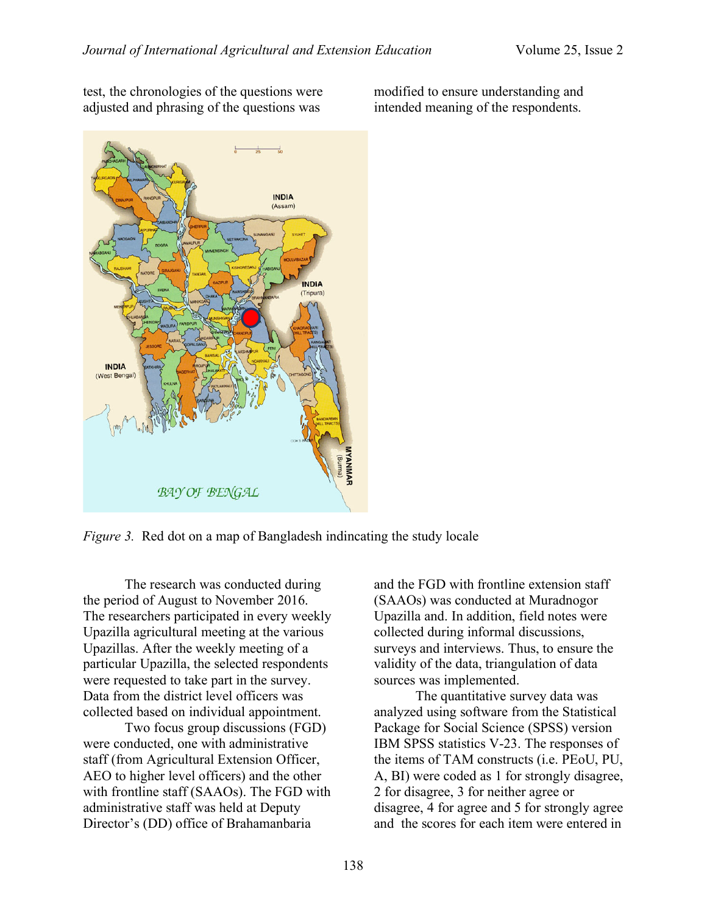test, the chronologies of the questions were adjusted and phrasing of the questions was modified to ensure understanding and intended meaning of the respondents.

*Figure 3.* Red dot on a map of Bangladesh indincating the study locale

The research was conducted during the period of August to November 2016. The researchers participated in every weekly Upazilla agricultural meeting at the various Upazillas. After the weekly meeting of a particular Upazilla, the selected respondents were requested to take part in the survey. Data from the district level officers was collected based on individual appointment.

Two focus group discussions (FGD) were conducted, one with administrative staff (from Agricultural Extension Officer, AEO to higher level officers) and the other with frontline staff (SAAOs). The FGD with administrative staff was held at Deputy Director's (DD) office of Brahamanbaria and the FGD with frontline extension staff (SAAOs) was conducted at Muradnogor Upazilla and. In addition, field notes were collected during informal discussions, surveys and interviews. Thus, to ensure the validity of the data, triangulation of data sources was implemented.

The quantitative survey data was analyzed using software from the Statistical Package for Social Science (SPSS) version IBM SPSS statistics V-23. The responses of the items of TAM constructs (i.e. PEoU, PU, A, BI) were coded as 1 for strongly disagree, 2 for disagree, 3 for neither agree or disagree, 4 for agree and 5 for strongly agree and the scores for each item were entered in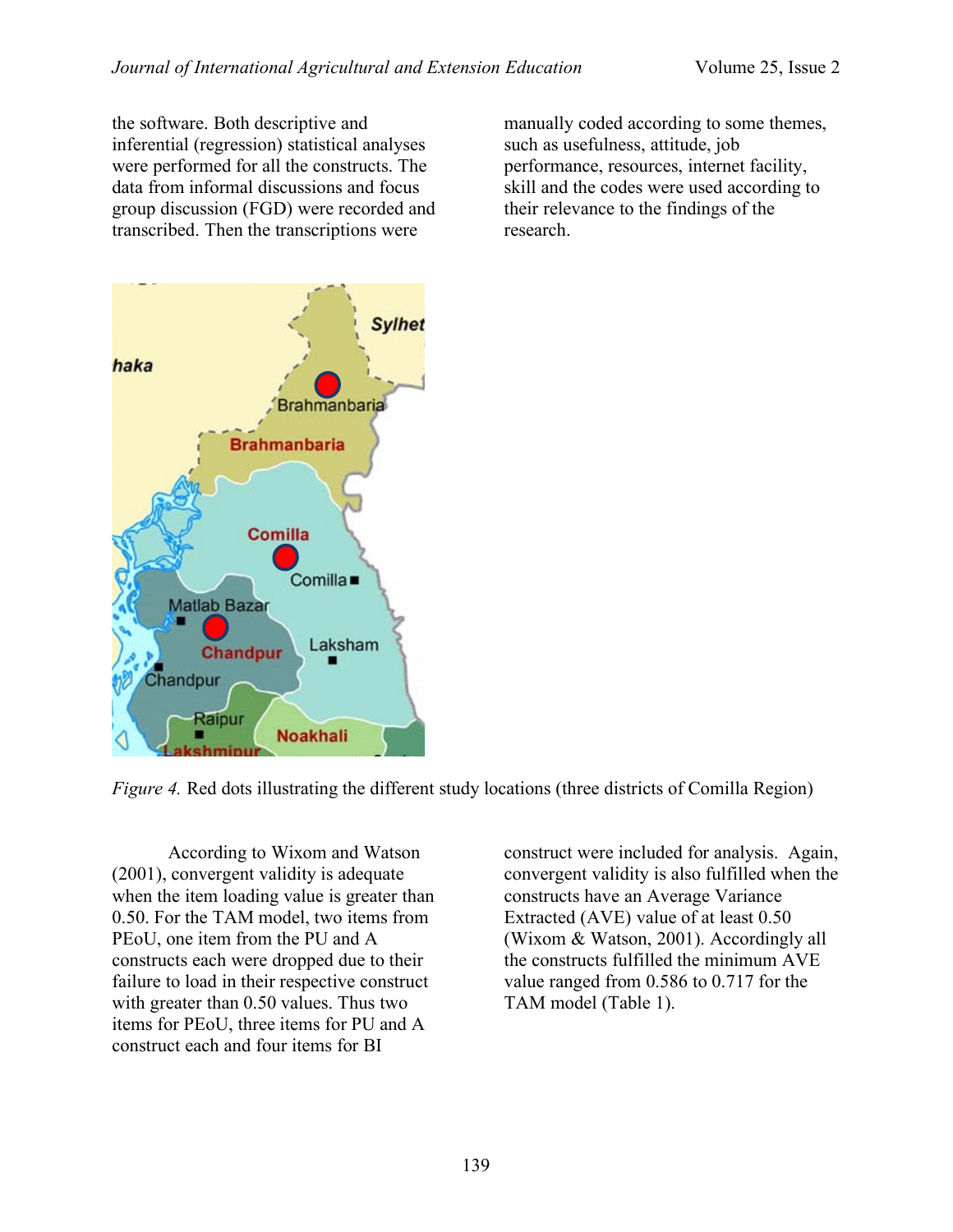the software. Both descriptive and inferential (regression) statistical analyses were performed for all the constructs. The data from informal discussions and focus group discussion (FGD) were recorded and transcribed. Then the transcriptions were manually coded according to some themes, such as usefulness, attitude, job performance, resources, internet facility, skill and the codes were used according to their relevance to the findings of the research.

*Figure 4.* Red dots illustrating the different study locations (three districts of Comilla Region)

According to Wixom and Watson (2001), convergent validity is adequate when the item loading value is greater than 0.50. For the TAM model, two items from PEoU, one item from the PU and A constructs each were dropped due to their failure to load in their respective construct with greater than 0.50 values. Thus two items for PEoU, three items for PU and A construct each and four items for BI construct were included for analysis. Again, convergent validity is also fulfilled when the constructs have an Average Variance Extracted (AVE) value of at least 0.50 (Wixom & Watson, 2001). Accordingly all the constructs fulfilled the minimum AVE value ranged from 0.586 to 0.717 for the TAM model (Table 1).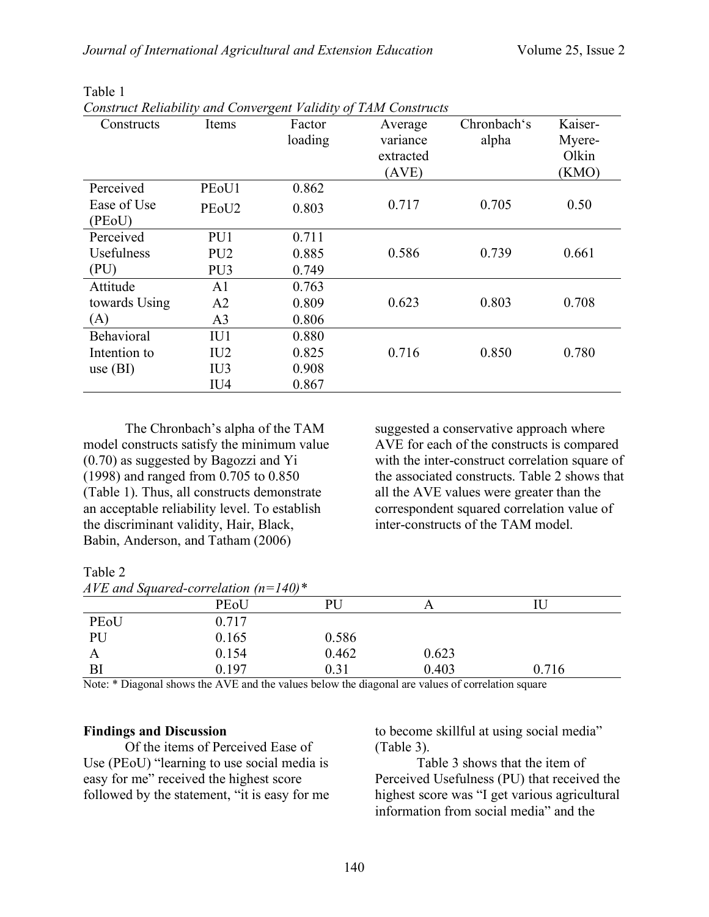Table 1

*Construct Reliability and Convergent Validity of TAM Constructs*

| Constructs | Items | Factor loading | Average variance extracted (AVE) | Chronbach's alpha | Kaiser-Myere-Olkin (KMO) |
|---|---|---|---|---|---|
| Perceived Ease of Use (PEoU) | PEoU1 | 0.862 | 0.717 | 0.705 | 0.50 |
| | PEoU2 | 0.803 | | | |
| Perceived Usefulness (PU) | PU1 | 0.711 | 0.586 | 0.739 | 0.661 |
| | PU2 | 0.885 | | | |
| | PU3 | 0.749 | | | |
| Attitude towards Using (A) | A1 | 0.763 | 0.623 | 0.803 | 0.708 |
| | A2 | 0.809 | | | |
| | A3 | 0.806 | | | |
| Behavioral Intention to use (BI) | IU1 | 0.880 | 0.716 | 0.850 | 0.780 |
| | IU2 | 0.825 | | | |
| | IU3 | 0.908 | | | |
| | IU4 | 0.867 | | | |

The Chronbach's alpha of the TAM model constructs satisfy the minimum value (0.70) as suggested by Bagozzi and Yi (1998) and ranged from 0.705 to 0.850 (Table 1). Thus, all constructs demonstrate an acceptable reliability level. To establish the discriminant validity, Hair, Black, Babin, Anderson, and Tatham (2006) suggested a conservative approach where AVE for each of the constructs is compared with the inter-construct correlation square of the associated constructs. Table 2 shows that all the AVE values were greater than the correspondent squared correlation value of inter-constructs of the TAM model.

Table 2

*AVE and Squared-correlation (n=140)**

| | PEoU | PU | A | IU |
|---|---|---|---|---|
| PEoU | 0.717 | | | |
| PU | 0.165 | 0.586 | | |
| A | 0.154 | 0.462 | 0.623 | |
| BI | 0.197 | 0.31 | 0.403 | 0.716 |

Note: * Diagonal shows the AVE and the values below the diagonal are values of correlation square

**Findings and Discussion**

Of the items of Perceived Ease of Use (PEoU) "learning to use social media is easy for me" received the highest score followed by the statement, "it is easy for me to become skillful at using social media" (Table 3).

Table 3 shows that the item of Perceived Usefulness (PU) that received the highest score was "I get various agricultural information from social media" and the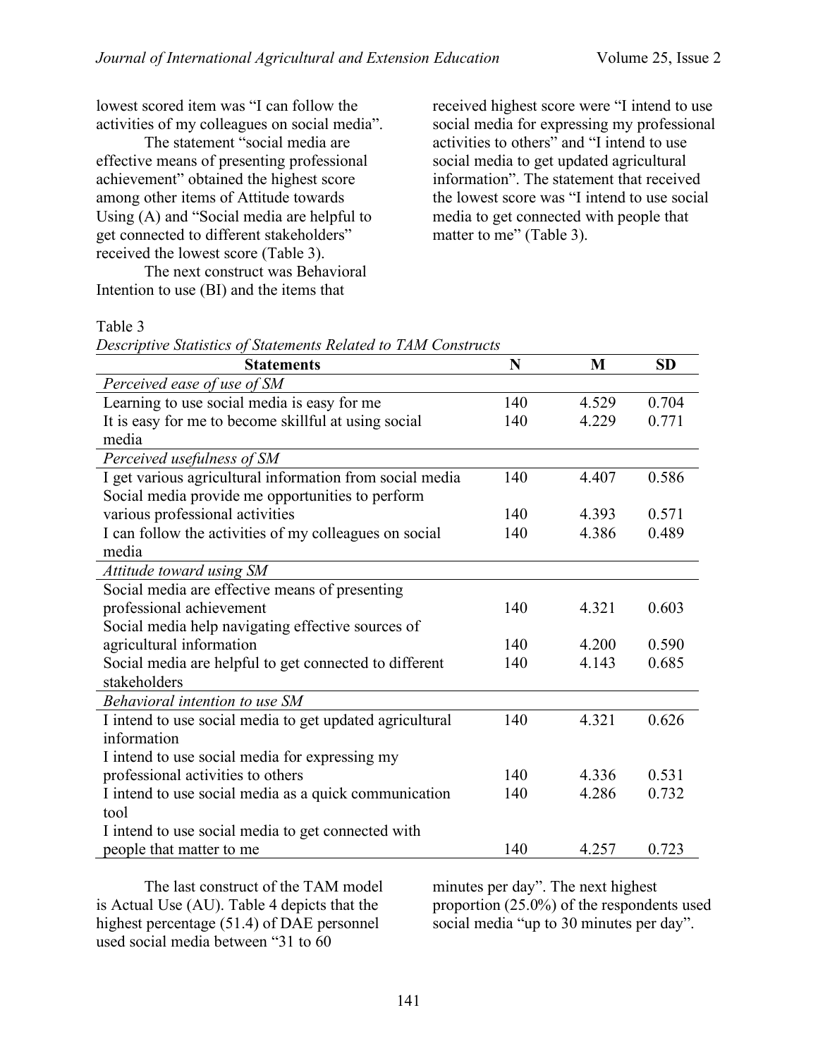lowest scored item was "I can follow the activities of my colleagues on social media".

The statement "social media are effective means of presenting professional achievement" obtained the highest score among other items of Attitude towards Using (A) and "Social media are helpful to get connected to different stakeholders" received the lowest score (Table 3).

The next construct was Behavioral Intention to use (BI) and the items that received highest score were "I intend to use social media for expressing my professional activities to others" and "I intend to use social media to get updated agricultural information". The statement that received the lowest score was "I intend to use social media to get connected with people that matter to me" (Table 3).

Table 3
*Descriptive Statistics of Statements Related to TAM Constructs*

| Statements | N | M | SD |
|---|---|---|---|
| *Perceived ease of use of SM* | | | |
| Learning to use social media is easy for me | 140 | 4.529 | 0.704 |
| It is easy for me to become skillful at using social media | 140 | 4.229 | 0.771 |
| *Perceived usefulness of SM* | | | |
| I get various agricultural information from social media | 140 | 4.407 | 0.586 |
| Social media provide me opportunities to perform various professional activities | 140 | 4.393 | 0.571 |
| I can follow the activities of my colleagues on social media | 140 | 4.386 | 0.489 |
| *Attitude toward using SM* | | | |
| Social media are effective means of presenting professional achievement | 140 | 4.321 | 0.603 |
| Social media help navigating effective sources of agricultural information | 140 | 4.200 | 0.590 |
| Social media are helpful to get connected to different stakeholders | 140 | 4.143 | 0.685 |
| *Behavioral intention to use SM* | | | |
| I intend to use social media to get updated agricultural information | 140 | 4.321 | 0.626 |
| I intend to use social media for expressing my professional activities to others | 140 | 4.336 | 0.531 |
| I intend to use social media as a quick communication tool | 140 | 4.286 | 0.732 |
| I intend to use social media to get connected with people that matter to me | 140 | 4.257 | 0.723 |

The last construct of the TAM model is Actual Use (AU). Table 4 depicts that the highest percentage (51.4) of DAE personnel used social media between "31 to 60 minutes per day". The next highest proportion (25.0%) of the respondents used social media "up to 30 minutes per day".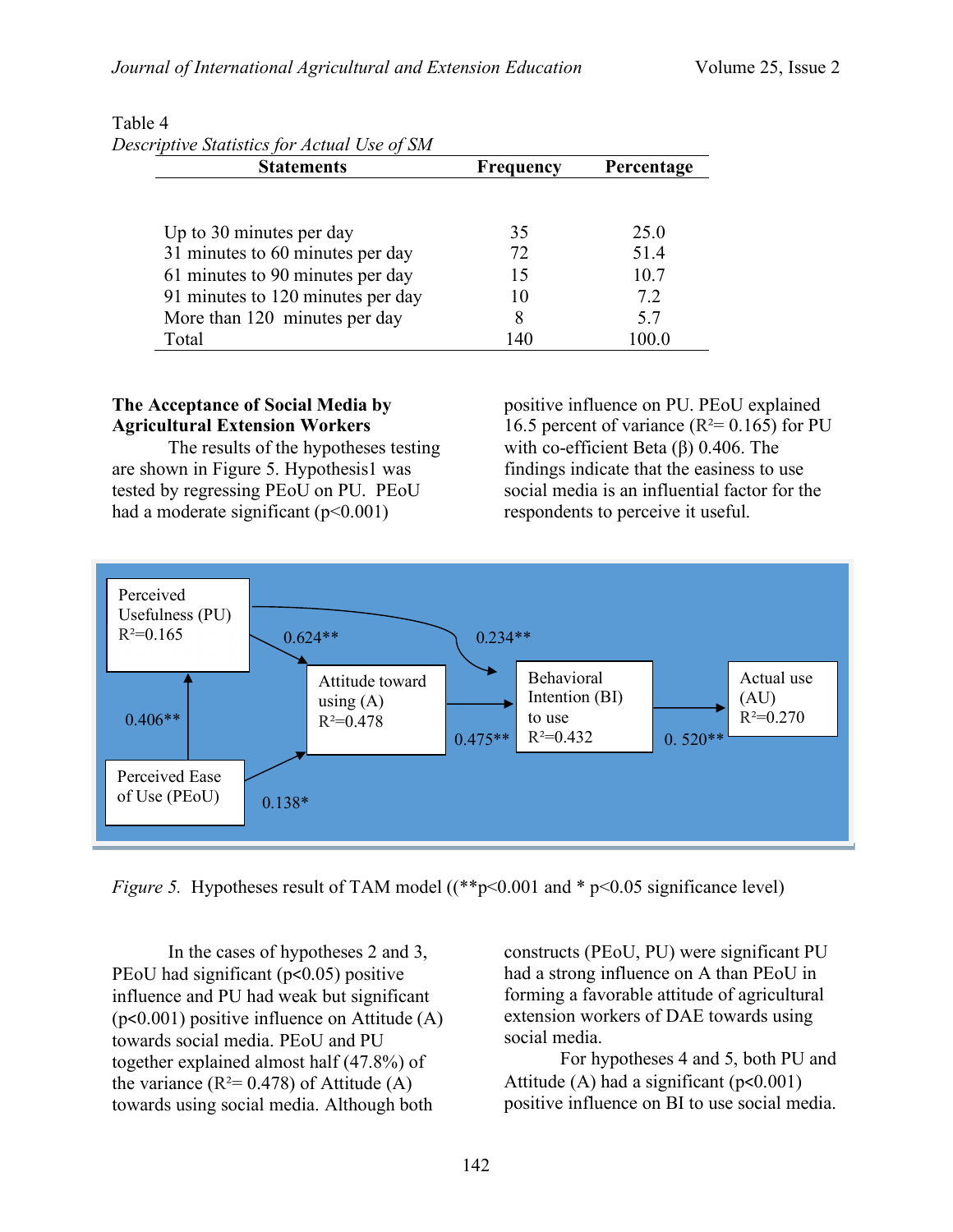Table 4

*Descriptive Statistics for Actual Use of SM*

| Statements | Frequency | Percentage |
|---|---|---|
| Up to 30 minutes per day | 35 | 25.0 |
| 31 minutes to 60 minutes per day | 72 | 51.4 |
| 61 minutes to 90 minutes per day | 15 | 10.7 |
| 91 minutes to 120 minutes per day | 10 | 7.2 |
| More than 120 minutes per day | 8 | 5.7 |
| Total | 140 | 100.0 |

**The Acceptance of Social Media by Agricultural Extension Workers**

The results of the hypotheses testing are shown in Figure 5. Hypothesis1 was tested by regressing PEoU on PU. PEoU had a moderate significant ($p<0.001$) positive influence on PU. PEoU explained 16.5 percent of variance ($R^2$= 0.165) for PU with co-efficient Beta (β) 0.406. The findings indicate that the easiness to use social media is an influential factor for the respondents to perceive it useful.

Perceived Usefulness (PU) $R^2$=0.165

Attitude toward using (A) $R^2$=0.478

Behavioral Intention (BI) to use $R^2$=0.432

Actual use (AU) $R^2$=0.270

Perceived Ease of Use (PEoU)

PEoU → PU: 0.406**; PU → A: 0.624**; PEoU → A: 0.138*; PU → BI: 0.234**; A → BI: 0.475**; BI → AU: 0. 520**

*Figure 5.* Hypotheses result of TAM model ((**$p<0.001$ and * $p<0.05$ significance level)

In the cases of hypotheses 2 and 3, PEoU had significant ($p<0.05$) positive influence and PU had weak but significant ($p<0.001$) positive influence on Attitude (A) towards social media. PEoU and PU together explained almost half (47.8%) of the variance ($R^2$= 0.478) of Attitude (A) towards using social media. Although both constructs (PEoU, PU) were significant PU had a strong influence on A than PEoU in forming a favorable attitude of agricultural extension workers of DAE towards using social media.

For hypotheses 4 and 5, both PU and Attitude (A) had a significant ($p<0.001$) positive influence on BI to use social media.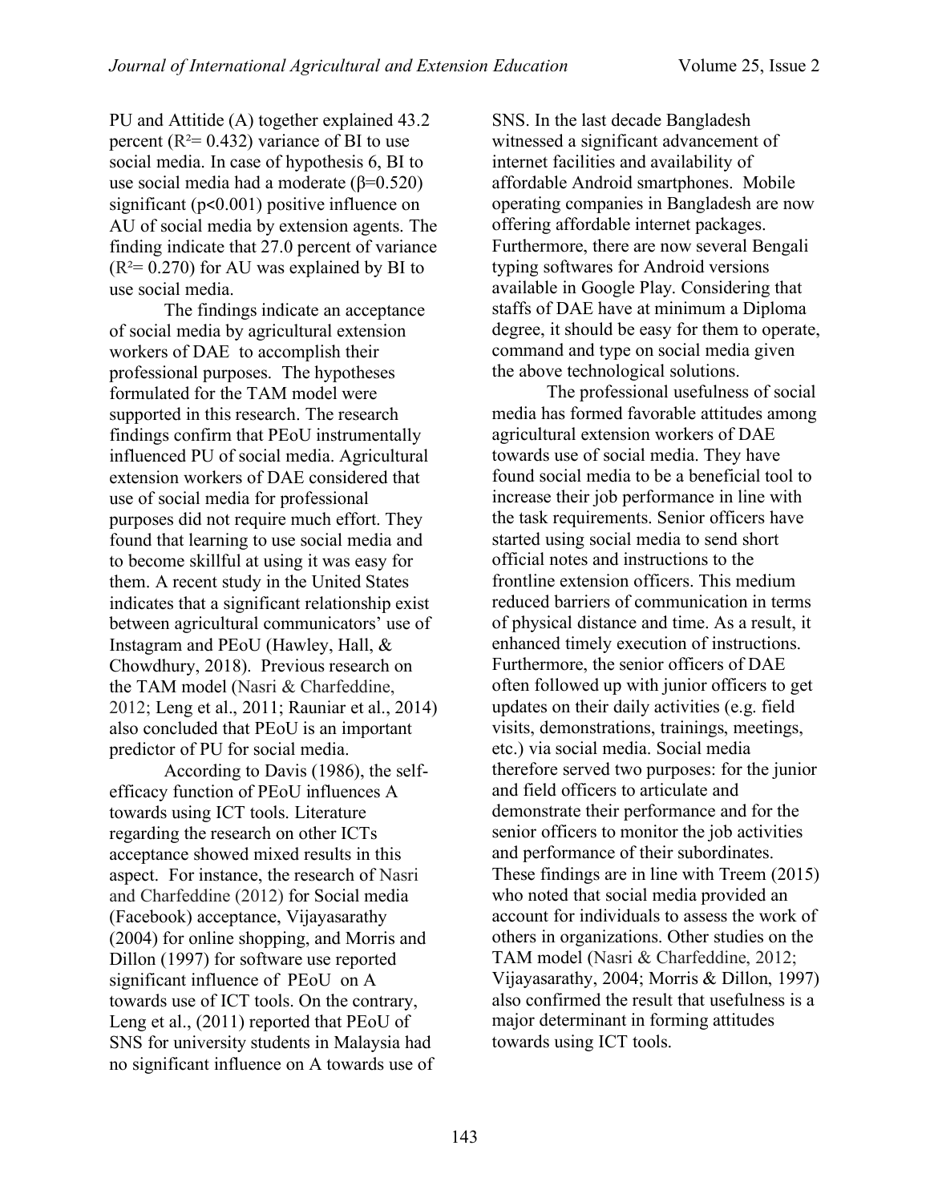PU and Attitide (A) together explained 43.2 percent ($R^2 = 0.432$) variance of BI to use social media. In case of hypothesis 6, BI to use social media had a moderate ($\beta=0.520$) significant ($p<0.001$) positive influence on AU of social media by extension agents. The finding indicate that 27.0 percent of variance ($R^2 = 0.270$) for AU was explained by BI to use social media.

The findings indicate an acceptance of social media by agricultural extension workers of DAE to accomplish their professional purposes. The hypotheses formulated for the TAM model were supported in this research. The research findings confirm that PEoU instrumentally influenced PU of social media. Agricultural extension workers of DAE considered that use of social media for professional purposes did not require much effort. They found that learning to use social media and to become skillful at using it was easy for them. A recent study in the United States indicates that a significant relationship exist between agricultural communicators' use of Instagram and PEoU (Hawley, Hall, & Chowdhury, 2018). Previous research on the TAM model (Nasri & Charfeddine, 2012; Leng et al., 2011; Rauniar et al., 2014) also concluded that PEoU is an important predictor of PU for social media.

According to Davis (1986), the self-efficacy function of PEoU influences A towards using ICT tools. Literature regarding the research on other ICTs acceptance showed mixed results in this aspect. For instance, the research of Nasri and Charfeddine (2012) for Social media (Facebook) acceptance, Vijayasarathy (2004) for online shopping, and Morris and Dillon (1997) for software use reported significant influence of PEoU on A towards use of ICT tools. On the contrary, Leng et al., (2011) reported that PEoU of SNS for university students in Malaysia had no significant influence on A towards use of SNS. In the last decade Bangladesh witnessed a significant advancement of internet facilities and availability of affordable Android smartphones. Mobile operating companies in Bangladesh are now offering affordable internet packages. Furthermore, there are now several Bengali typing softwares for Android versions available in Google Play. Considering that staffs of DAE have at minimum a Diploma degree, it should be easy for them to operate, command and type on social media given the above technological solutions.

The professional usefulness of social media has formed favorable attitudes among agricultural extension workers of DAE towards use of social media. They have found social media to be a beneficial tool to increase their job performance in line with the task requirements. Senior officers have started using social media to send short official notes and instructions to the frontline extension officers. This medium reduced barriers of communication in terms of physical distance and time. As a result, it enhanced timely execution of instructions. Furthermore, the senior officers of DAE often followed up with junior officers to get updates on their daily activities (e.g. field visits, demonstrations, trainings, meetings, etc.) via social media. Social media therefore served two purposes: for the junior and field officers to articulate and demonstrate their performance and for the senior officers to monitor the job activities and performance of their subordinates. These findings are in line with Treem (2015) who noted that social media provided an account for individuals to assess the work of others in organizations. Other studies on the TAM model (Nasri & Charfeddine, 2012; Vijayasarathy, 2004; Morris & Dillon, 1997) also confirmed the result that usefulness is a major determinant in forming attitudes towards using ICT tools.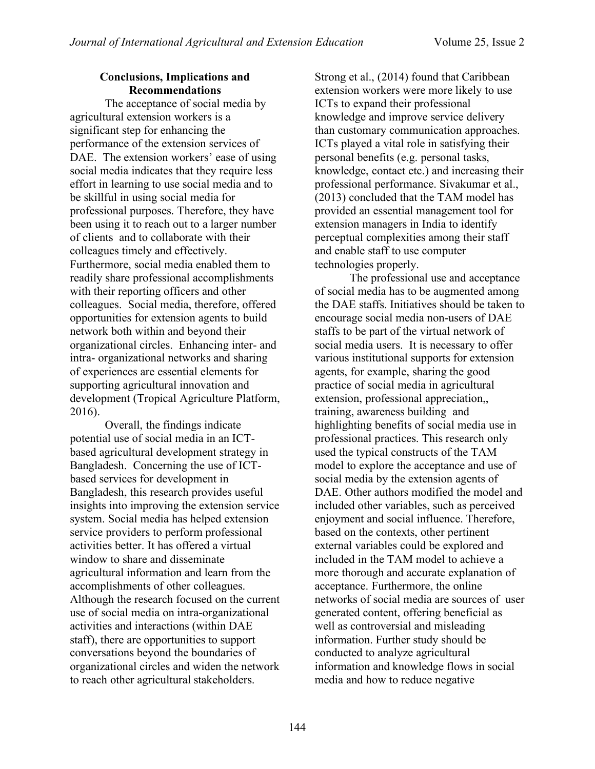## Conclusions, Implications and Recommendations

The acceptance of social media by agricultural extension workers is a significant step for enhancing the performance of the extension services of DAE. The extension workers' ease of using social media indicates that they require less effort in learning to use social media and to be skillful in using social media for professional purposes. Therefore, they have been using it to reach out to a larger number of clients and to collaborate with their colleagues timely and effectively. Furthermore, social media enabled them to readily share professional accomplishments with their reporting officers and other colleagues. Social media, therefore, offered opportunities for extension agents to build network both within and beyond their organizational circles. Enhancing inter- and intra- organizational networks and sharing of experiences are essential elements for supporting agricultural innovation and development (Tropical Agriculture Platform, 2016).

Overall, the findings indicate potential use of social media in an ICT-based agricultural development strategy in Bangladesh. Concerning the use of ICT-based services for development in Bangladesh, this research provides useful insights into improving the extension service system. Social media has helped extension service providers to perform professional activities better. It has offered a virtual window to share and disseminate agricultural information and learn from the accomplishments of other colleagues. Although the research focused on the current use of social media on intra-organizational activities and interactions (within DAE staff), there are opportunities to support conversations beyond the boundaries of organizational circles and widen the network to reach other agricultural stakeholders. Strong et al., (2014) found that Caribbean extension workers were more likely to use ICTs to expand their professional knowledge and improve service delivery than customary communication approaches. ICTs played a vital role in satisfying their personal benefits (e.g. personal tasks, knowledge, contact etc.) and increasing their professional performance. Sivakumar et al., (2013) concluded that the TAM model has provided an essential management tool for extension managers in India to identify perceptual complexities among their staff and enable staff to use computer technologies properly.

The professional use and acceptance of social media has to be augmented among the DAE staffs. Initiatives should be taken to encourage social media non-users of DAE staffs to be part of the virtual network of social media users. It is necessary to offer various institutional supports for extension agents, for example, sharing the good practice of social media in agricultural extension, professional appreciation,, training, awareness building and highlighting benefits of social media use in professional practices. This research only used the typical constructs of the TAM model to explore the acceptance and use of social media by the extension agents of DAE. Other authors modified the model and included other variables, such as perceived enjoyment and social influence. Therefore, based on the contexts, other pertinent external variables could be explored and included in the TAM model to achieve a more thorough and accurate explanation of acceptance. Furthermore, the online networks of social media are sources of user generated content, offering beneficial as well as controversial and misleading information. Further study should be conducted to analyze agricultural information and knowledge flows in social media and how to reduce negative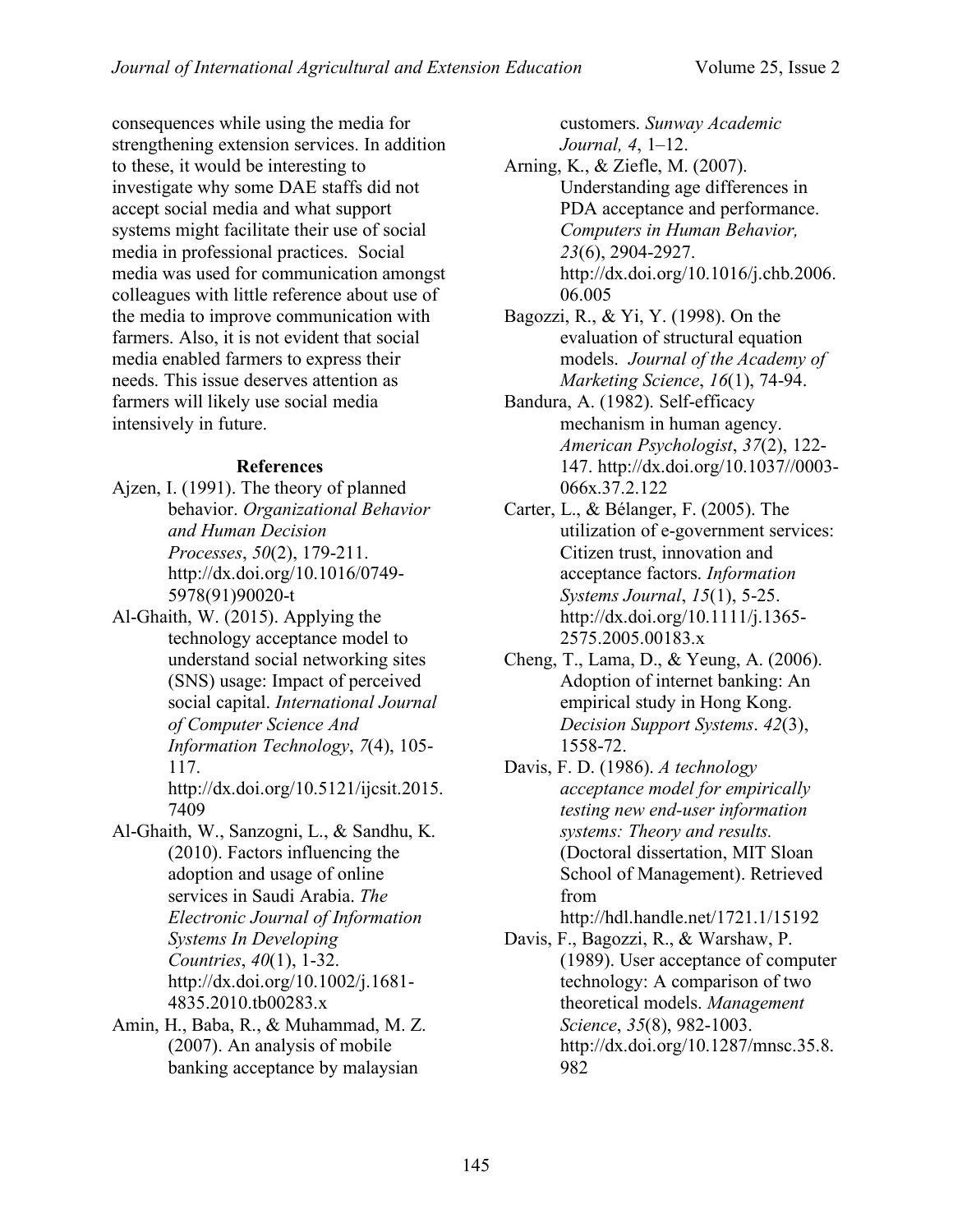consequences while using the media for strengthening extension services. In addition to these, it would be interesting to investigate why some DAE staffs did not accept social media and what support systems might facilitate their use of social media in professional practices. Social media was used for communication amongst colleagues with little reference about use of the media to improve communication with farmers. Also, it is not evident that social media enabled farmers to express their needs. This issue deserves attention as farmers will likely use social media intensively in future.

## References

Ajzen, I. (1991). The theory of planned behavior. *Organizational Behavior and Human Decision Processes*, *50*(2), 179-211. http://dx.doi.org/10.1016/0749-5978(91)90020-t

Al-Ghaith, W. (2015). Applying the technology acceptance model to understand social networking sites (SNS) usage: Impact of perceived social capital. *International Journal of Computer Science And Information Technology*, *7*(4), 105-117. http://dx.doi.org/10.5121/ijcsit.2015.7409

Al-Ghaith, W., Sanzogni, L., & Sandhu, K. (2010). Factors influencing the adoption and usage of online services in Saudi Arabia. *The Electronic Journal of Information Systems In Developing Countries*, *40*(1), 1-32. http://dx.doi.org/10.1002/j.1681-4835.2010.tb00283.x

Amin, H., Baba, R., & Muhammad, M. Z. (2007). An analysis of mobile banking acceptance by malaysian customers. *Sunway Academic Journal, 4*, 1–12.

Arning, K., & Ziefle, M. (2007). Understanding age differences in PDA acceptance and performance. *Computers in Human Behavior, 23*(6), 2904-2927. http://dx.doi.org/10.1016/j.chb.2006.06.005

Bagozzi, R., & Yi, Y. (1998). On the evaluation of structural equation models. *Journal of the Academy of Marketing Science*, *16*(1), 74-94.

Bandura, A. (1982). Self-efficacy mechanism in human agency. *American Psychologist*, *37*(2), 122-147. http://dx.doi.org/10.1037//0003-066x.37.2.122

Carter, L., & Bélanger, F. (2005). The utilization of e-government services: Citizen trust, innovation and acceptance factors. *Information Systems Journal*, *15*(1), 5-25. http://dx.doi.org/10.1111/j.1365-2575.2005.00183.x

Cheng, T., Lama, D., & Yeung, A. (2006). Adoption of internet banking: An empirical study in Hong Kong. *Decision Support Systems*. *42*(3), 1558-72.

Davis, F. D. (1986). *A technology acceptance model for empirically testing new end-user information systems: Theory and results.* (Doctoral dissertation, MIT Sloan School of Management). Retrieved from http://hdl.handle.net/1721.1/15192

Davis, F., Bagozzi, R., & Warshaw, P. (1989). User acceptance of computer technology: A comparison of two theoretical models. *Management Science*, *35*(8), 982-1003. http://dx.doi.org/10.1287/mnsc.35.8.982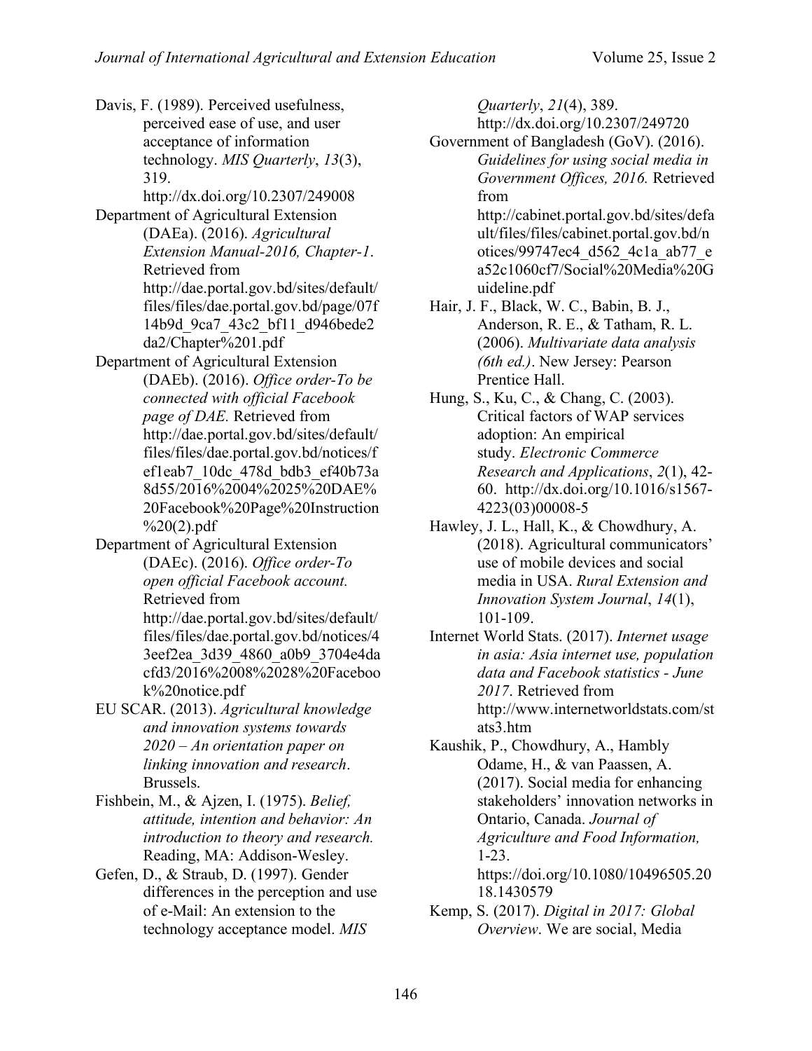Davis, F. (1989). Perceived usefulness, perceived ease of use, and user acceptance of information technology. *MIS Quarterly*, *13*(3), 319. http://dx.doi.org/10.2307/249008

Department of Agricultural Extension (DAEa). (2016). *Agricultural Extension Manual-2016, Chapter-1*. Retrieved from http://dae.portal.gov.bd/sites/default/files/files/dae.portal.gov.bd/page/07f14b9d_9ca7_43c2_bf11_d946bede2da2/Chapter%201.pdf

Department of Agricultural Extension (DAEb). (2016). *Office order-To be connected with official Facebook page of DAE.* Retrieved from http://dae.portal.gov.bd/sites/default/files/files/dae.portal.gov.bd/notices/fef1eab7_10dc_478d_bdb3_ef40b73a8d55/2016%2004%2025%20DAE%20Facebook%20Page%20Instruction%20(2).pdf

Department of Agricultural Extension (DAEc). (2016). *Office order-To open official Facebook account.* Retrieved from http://dae.portal.gov.bd/sites/default/files/files/dae.portal.gov.bd/notices/43eef2ea_3d39_4860_a0b9_3704e4dacfd3/2016%2008%2028%20Facebook%20notice.pdf

EU SCAR. (2013). *Agricultural knowledge and innovation systems towards 2020 – An orientation paper on linking innovation and research*. Brussels.

Fishbein, M., & Ajzen, I. (1975). *Belief, attitude, intention and behavior: An introduction to theory and research.* Reading, MA: Addison-Wesley.

Gefen, D., & Straub, D. (1997). Gender differences in the perception and use of e-Mail: An extension to the technology acceptance model. *MIS Quarterly*, *21*(4), 389. http://dx.doi.org/10.2307/249720

Government of Bangladesh (GoV). (2016). *Guidelines for using social media in Government Offices, 2016.* Retrieved from http://cabinet.portal.gov.bd/sites/default/files/files/cabinet.portal.gov.bd/notices/99747ec4_d562_4c1a_ab77_ea52c1060cf7/Social%20Media%20Guideline.pdf

Hair, J. F., Black, W. C., Babin, B. J., Anderson, R. E., & Tatham, R. L. (2006). *Multivariate data analysis (6th ed.)*. New Jersey: Pearson Prentice Hall.

Hung, S., Ku, C., & Chang, C. (2003). Critical factors of WAP services adoption: An empirical study. *Electronic Commerce Research and Applications*, *2*(1), 42-60. http://dx.doi.org/10.1016/s1567-4223(03)00008-5

Hawley, J. L., Hall, K., & Chowdhury, A. (2018). Agricultural communicators' use of mobile devices and social media in USA. *Rural Extension and Innovation System Journal*, *14*(1), 101-109.

Internet World Stats. (2017). *Internet usage in asia: Asia internet use, population data and Facebook statistics - June 2017*. Retrieved from http://www.internetworldstats.com/stats3.htm

Kaushik, P., Chowdhury, A., Hambly Odame, H., & van Paassen, A. (2017). Social media for enhancing stakeholders' innovation networks in Ontario, Canada. *Journal of Agriculture and Food Information,* 1-23. https://doi.org/10.1080/10496505.2018.1430579

Kemp, S. (2017). *Digital in 2017: Global Overview*. We are social, Media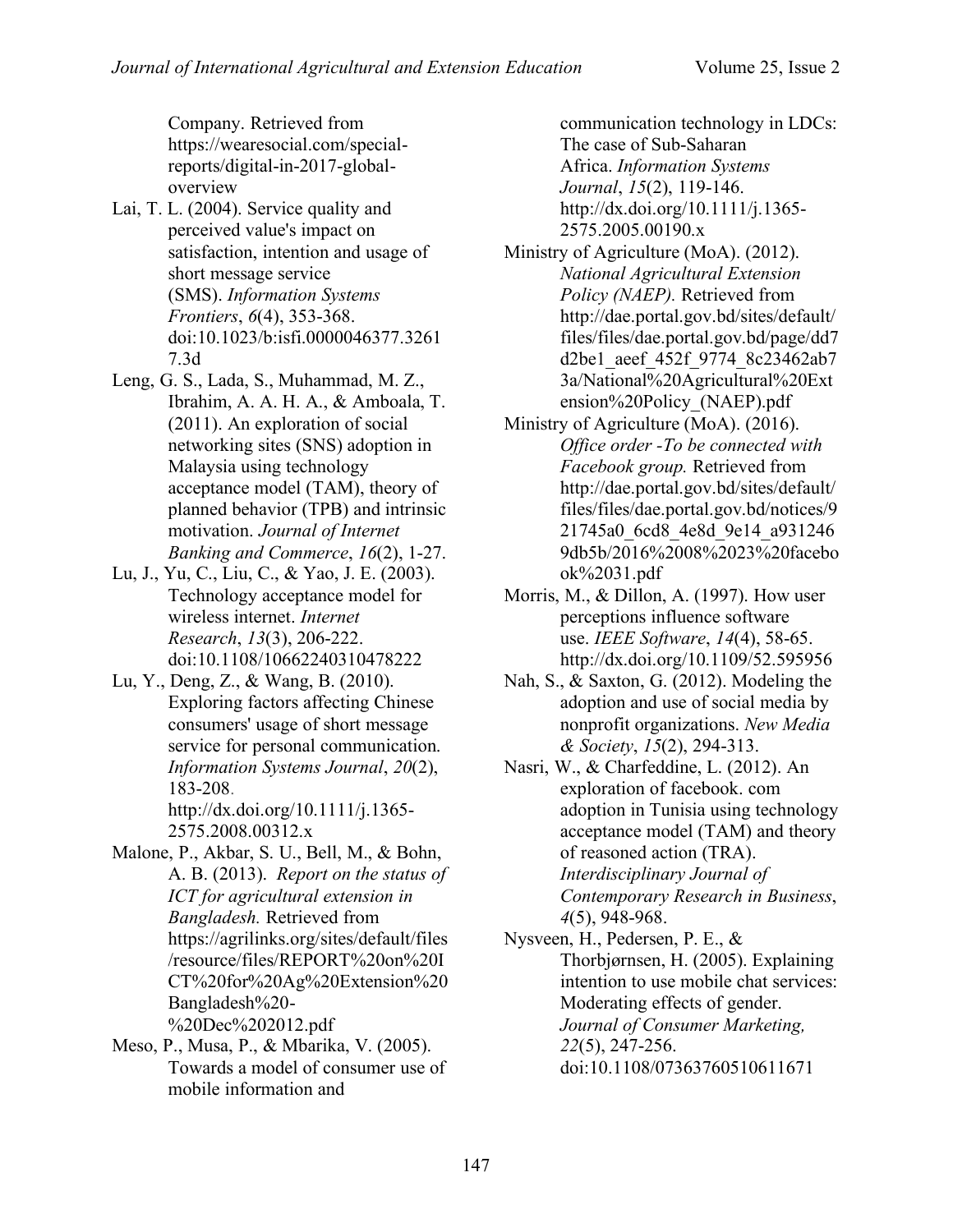Company. Retrieved from https://wearesocial.com/special-reports/digital-in-2017-global-overview

Lai, T. L. (2004). Service quality and perceived value's impact on satisfaction, intention and usage of short message service (SMS). *Information Systems Frontiers*, *6*(4), 353-368. doi:10.1023/b:isfi.0000046377.32617.3d

Leng, G. S., Lada, S., Muhammad, M. Z., Ibrahim, A. A. H. A., & Amboala, T. (2011). An exploration of social networking sites (SNS) adoption in Malaysia using technology acceptance model (TAM), theory of planned behavior (TPB) and intrinsic motivation. *Journal of Internet Banking and Commerce*, *16*(2), 1-27.

Lu, J., Yu, C., Liu, C., & Yao, J. E. (2003). Technology acceptance model for wireless internet. *Internet Research*, *13*(3), 206-222. doi:10.1108/10662240310478222

Lu, Y., Deng, Z., & Wang, B. (2010). Exploring factors affecting Chinese consumers' usage of short message service for personal communication. *Information Systems Journal*, *20*(2), 183-208. http://dx.doi.org/10.1111/j.1365-2575.2008.00312.x

Malone, P., Akbar, S. U., Bell, M., & Bohn, A. B. (2013). *Report on the status of ICT for agricultural extension in Bangladesh.* Retrieved from https://agrilinks.org/sites/default/files/resource/files/REPORT%20on%20ICT%20for%20Ag%20Extension%20Bangladesh%20-%20Dec%202012.pdf

Meso, P., Musa, P., & Mbarika, V. (2005). Towards a model of consumer use of mobile information and communication technology in LDCs: The case of Sub-Saharan Africa. *Information Systems Journal*, *15*(2), 119-146. http://dx.doi.org/10.1111/j.1365-2575.2005.00190.x

Ministry of Agriculture (MoA). (2012). *National Agricultural Extension Policy (NAEP).* Retrieved from http://dae.portal.gov.bd/sites/default/files/files/dae.portal.gov.bd/page/dd7d2be1_aeef_452f_9774_8c23462ab73a/National%20Agricultural%20Extension%20Policy_(NAEP).pdf

Ministry of Agriculture (MoA). (2016). *Office order -To be connected with Facebook group.* Retrieved from http://dae.portal.gov.bd/sites/default/files/files/dae.portal.gov.bd/notices/921745a0_6cd8_4e8d_9e14_a9312469db5b/2016%2008%2023%20facebook%2031.pdf

Morris, M., & Dillon, A. (1997). How user perceptions influence software use. *IEEE Software*, *14*(4), 58-65. http://dx.doi.org/10.1109/52.595956

Nah, S., & Saxton, G. (2012). Modeling the adoption and use of social media by nonprofit organizations. *New Media & Society*, *15*(2), 294-313.

Nasri, W., & Charfeddine, L. (2012). An exploration of facebook. com adoption in Tunisia using technology acceptance model (TAM) and theory of reasoned action (TRA). *Interdisciplinary Journal of Contemporary Research in Business*, *4*(5), 948-968.

Nysveen, H., Pedersen, P. E., & Thorbjørnsen, H. (2005). Explaining intention to use mobile chat services: Moderating effects of gender. *Journal of Consumer Marketing, 22*(5), 247-256. doi:10.1108/07363760510611671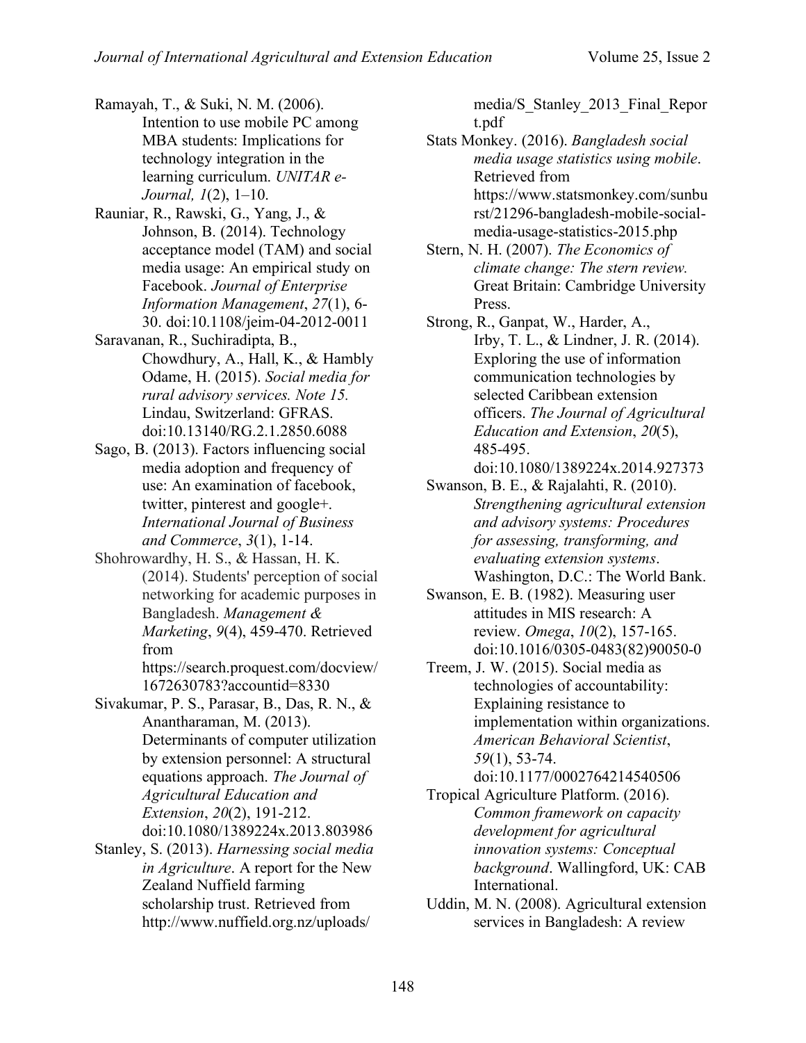Ramayah, T., & Suki, N. M. (2006). Intention to use mobile PC among MBA students: Implications for technology integration in the learning curriculum. *UNITAR e-Journal, 1*(2), 1–10.

Rauniar, R., Rawski, G., Yang, J., & Johnson, B. (2014). Technology acceptance model (TAM) and social media usage: An empirical study on Facebook. *Journal of Enterprise Information Management*, *27*(1), 6-30. doi:10.1108/jeim-04-2012-0011

Saravanan, R., Suchiradipta, B., Chowdhury, A., Hall, K., & Hambly Odame, H. (2015). *Social media for rural advisory services. Note 15.* Lindau, Switzerland: GFRAS. doi:10.13140/RG.2.1.2850.6088

Sago, B. (2013). Factors influencing social media adoption and frequency of use: An examination of facebook, twitter, pinterest and google+. *International Journal of Business and Commerce*, *3*(1), 1-14.

Shohrowardhy, H. S., & Hassan, H. K. (2014). Students' perception of social networking for academic purposes in Bangladesh. *Management & Marketing*, *9*(4), 459-470. Retrieved from https://search.proquest.com/docview/1672630783?accountid=8330

Sivakumar, P. S., Parasar, B., Das, R. N., & Anantharaman, M. (2013). Determinants of computer utilization by extension personnel: A structural equations approach. *The Journal of Agricultural Education and Extension*, *20*(2), 191-212. doi:10.1080/1389224x.2013.803986

Stanley, S. (2013). *Harnessing social media in Agriculture*. A report for the New Zealand Nuffield farming scholarship trust. Retrieved from http://www.nuffield.org.nz/uploads/media/S_Stanley_2013_Final_Report.pdf

Stats Monkey. (2016). *Bangladesh social media usage statistics using mobile*. Retrieved from https://www.statsmonkey.com/sunburst/21296-bangladesh-mobile-social-media-usage-statistics-2015.php

Stern, N. H. (2007). *The Economics of climate change: The stern review.* Great Britain: Cambridge University Press.

Strong, R., Ganpat, W., Harder, A., Irby, T. L., & Lindner, J. R. (2014). Exploring the use of information communication technologies by selected Caribbean extension officers. *The Journal of Agricultural Education and Extension*, *20*(5), 485-495. doi:10.1080/1389224x.2014.927373

Swanson, B. E., & Rajalahti, R. (2010). *Strengthening agricultural extension and advisory systems: Procedures for assessing, transforming, and evaluating extension systems*. Washington, D.C.: The World Bank.

Swanson, E. B. (1982). Measuring user attitudes in MIS research: A review. *Omega*, *10*(2), 157-165. doi:10.1016/0305-0483(82)90050-0

Treem, J. W. (2015). Social media as technologies of accountability: Explaining resistance to implementation within organizations. *American Behavioral Scientist*, *59*(1), 53-74. doi:10.1177/0002764214540506

Tropical Agriculture Platform. (2016). *Common framework on capacity development for agricultural innovation systems: Conceptual background*. Wallingford, UK: CAB International.

Uddin, M. N. (2008). Agricultural extension services in Bangladesh: A review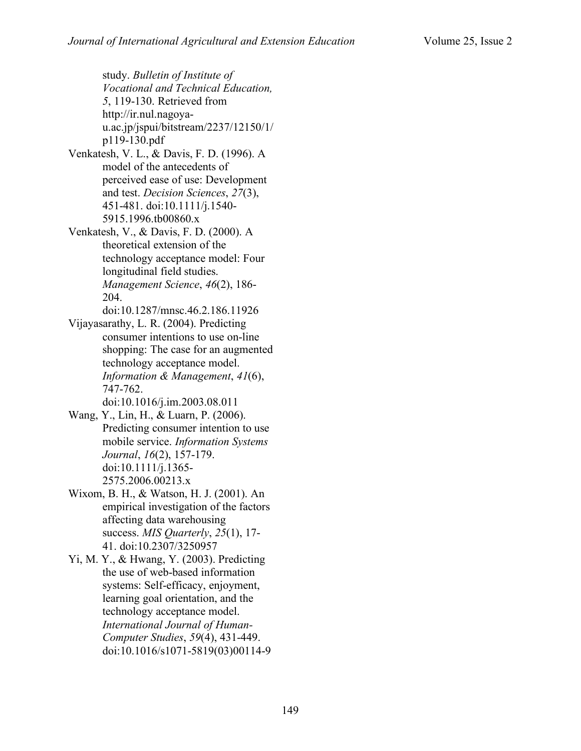study. *Bulletin of Institute of Vocational and Technical Education, 5*, 119-130. Retrieved from http://ir.nul.nagoya-u.ac.jp/jspui/bitstream/2237/12150/1/p119-130.pdf

Venkatesh, V. L., & Davis, F. D. (1996). A model of the antecedents of perceived ease of use: Development and test. *Decision Sciences*, *27*(3), 451-481. doi:10.1111/j.1540-5915.1996.tb00860.x

Venkatesh, V., & Davis, F. D. (2000). A theoretical extension of the technology acceptance model: Four longitudinal field studies. *Management Science*, *46*(2), 186-204. doi:10.1287/mnsc.46.2.186.11926

Vijayasarathy, L. R. (2004). Predicting consumer intentions to use on-line shopping: The case for an augmented technology acceptance model. *Information & Management*, *41*(6), 747-762. doi:10.1016/j.im.2003.08.011

Wang, Y., Lin, H., & Luarn, P. (2006). Predicting consumer intention to use mobile service. *Information Systems Journal*, *16*(2), 157-179. doi:10.1111/j.1365-2575.2006.00213.x

Wixom, B. H., & Watson, H. J. (2001). An empirical investigation of the factors affecting data warehousing success. *MIS Quarterly*, *25*(1), 17-41. doi:10.2307/3250957

Yi, M. Y., & Hwang, Y. (2003). Predicting the use of web-based information systems: Self-efficacy, enjoyment, learning goal orientation, and the technology acceptance model. *International Journal of Human-Computer Studies*, *59*(4), 431-449. doi:10.1016/s1071-5819(03)00114-9